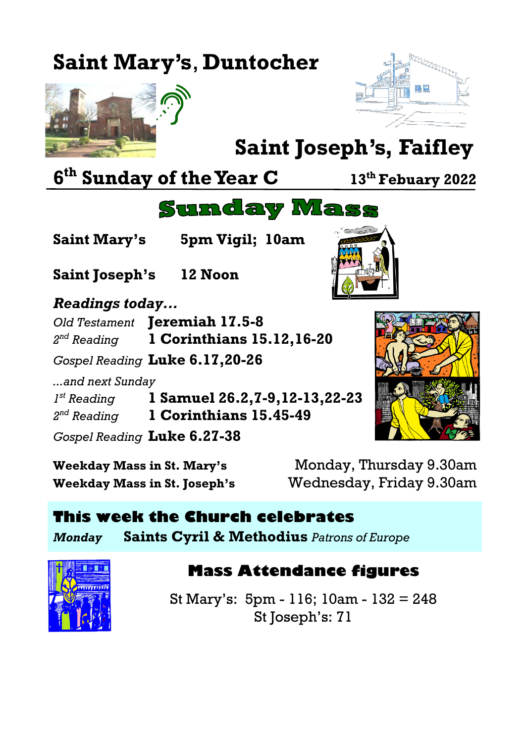# Saint Mary's, Duntocher

# Saint Joseph's, Faifley

## 6th Sunday of the Year C

**13th Febuary 2022**

# Sunday Mass

**Saint Mary's** **5pm Vigil; 10am**

**Saint Joseph's** **12 Noon**

***Readings today…***

| | |
|---|---|
| *Old Testament* | **Jeremiah 17.5-8** |
| *2nd Reading* | **1 Corinthians 15.12,16-20** |
| *Gospel Reading* | **Luke 6.17,20-26** |

*…and next Sunday*

| | |
|---|---|
| *1st Reading* | **1 Samuel 26.2,7-9,12-13,22-23** |
| *2nd Reading* | **1 Corinthians 15.45-49** |
| *Gospel Reading* | **Luke 6.27-38** |

**Weekday Mass in St. Mary's** Monday, Thursday 9.30am

**Weekday Mass in St. Joseph's** Wednesday, Friday 9.30am

## This week the Church celebrates

***Monday*** **Saints Cyril & Methodius** *Patrons of Europe*

## Mass Attendance figures

St Mary's: 5pm - 116; 10am - 132 = 248

St Joseph's: 71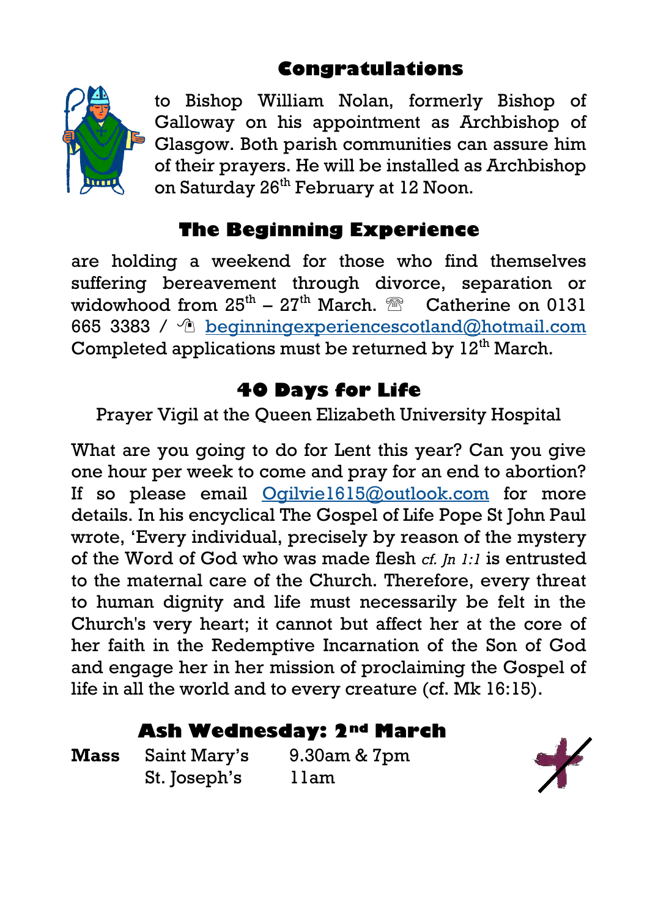## Congratulations

to Bishop William Nolan, formerly Bishop of Galloway on his appointment as Archbishop of Glasgow. Both parish communities can assure him of their prayers. He will be installed as Archbishop on Saturday 26th February at 12 Noon.

## The Beginning Experience

are holding a weekend for those who find themselves suffering bereavement through divorce, separation or widowhood from 25th – 27th March. ☏ Catherine on 0131 665 3383 / beginningexperiencescotland@hotmail.com Completed applications must be returned by 12th March.

## 40 Days for Life

Prayer Vigil at the Queen Elizabeth University Hospital

What are you going to do for Lent this year? Can you give one hour per week to come and pray for an end to abortion? If so please email Ogilvie1615@outlook.com for more details. In his encyclical The Gospel of Life Pope St John Paul wrote, 'Every individual, precisely by reason of the mystery of the Word of God who was made flesh *cf. Jn 1:1* is entrusted to the maternal care of the Church. Therefore, every threat to human dignity and life must necessarily be felt in the Church's very heart; it cannot but affect her at the core of her faith in the Redemptive Incarnation of the Son of God and engage her in her mission of proclaiming the Gospel of life in all the world and to every creature (cf. Mk 16:15).

## Ash Wednesday: 2nd March

| **Mass** | Saint Mary's | 9.30am & 7pm |
|---|---|---|
| | St. Joseph's | 11am |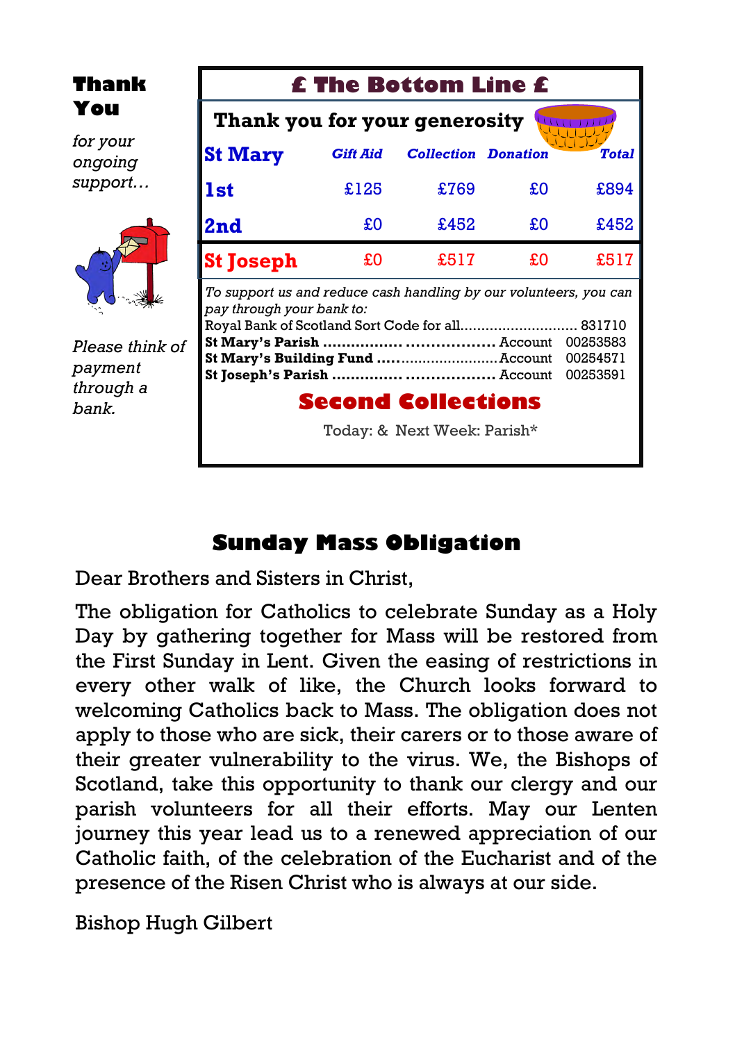**Thank You**

*for your ongoing support…*

*Please think of payment through a bank.*

## £ The Bottom Line £

**Thank you for your generosity**

| St Mary | *Gift Aid* | *Collection* | *Donation* | *Total* |
|---|---|---|---|---|
| **1st** | £125 | £769 | £0 | £894 |
| **2nd** | £0 | £452 | £0 | £452 |
| **St Joseph** | £0 | £517 | £0 | £517 |

*To support us and reduce cash handling by our volunteers, you can pay through your bank to:*

Royal Bank of Scotland Sort Code for all............................ 831710
**St Mary's Parish** ................ .................. Account 00253583
**St Mary's Building Fund** .............................Account 00254571
**St Joseph's Parish** ............... .................. Account 00253591

### Second Collections

Today: & Next Week: Parish*

## Sunday Mass Obligation

Dear Brothers and Sisters in Christ,

The obligation for Catholics to celebrate Sunday as a Holy Day by gathering together for Mass will be restored from the First Sunday in Lent. Given the easing of restrictions in every other walk of like, the Church looks forward to welcoming Catholics back to Mass. The obligation does not apply to those who are sick, their carers or to those aware of their greater vulnerability to the virus. We, the Bishops of Scotland, take this opportunity to thank our clergy and our parish volunteers for all their efforts. May our Lenten journey this year lead us to a renewed appreciation of our Catholic faith, of the celebration of the Eucharist and of the presence of the Risen Christ who is always at our side.

Bishop Hugh Gilbert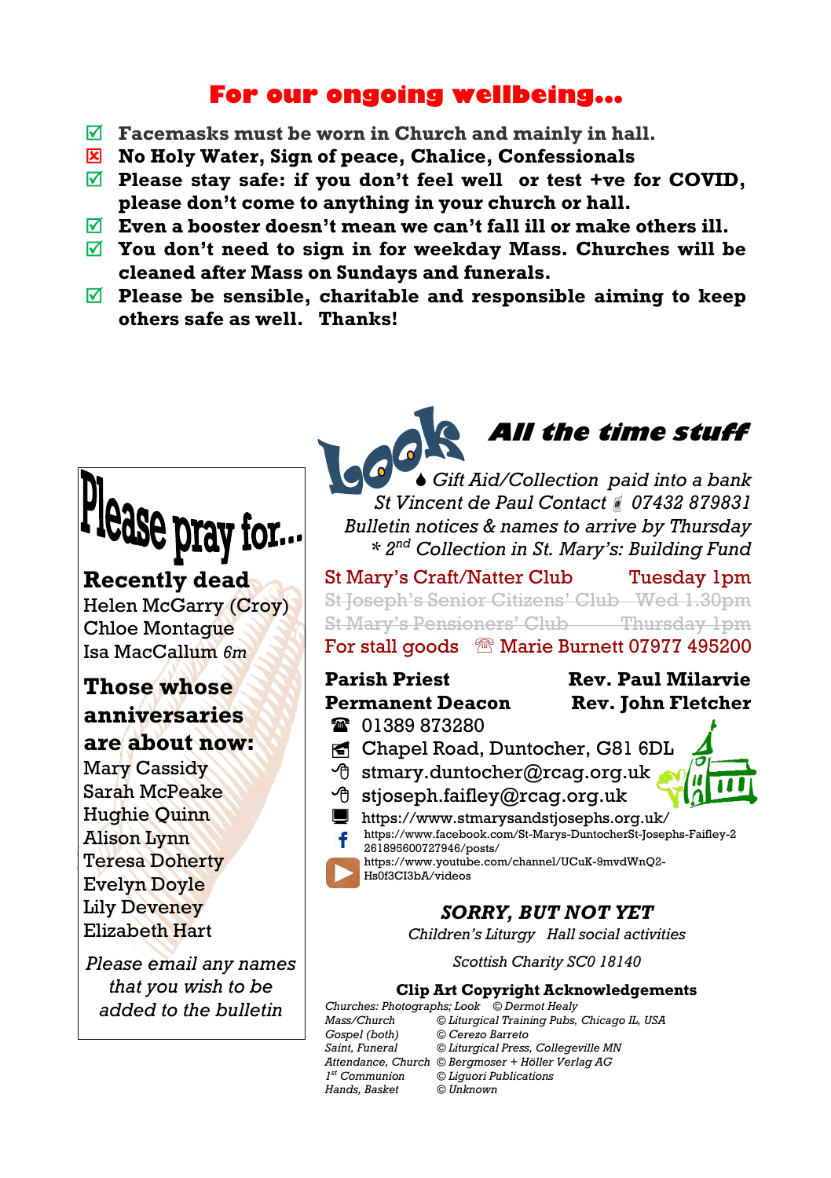## For our ongoing wellbeing…

- ☑ **Facemasks must be worn in Church and mainly in hall.**
- ☒ **No Holy Water, Sign of peace, Chalice, Confessionals**
- ☑ **Please stay safe: if you don't feel well or test +ve for COVID, please don't come to anything in your church or hall.**
- ☑ **Even a booster doesn't mean we can't fall ill or make others ill.**
- ☑ **You don't need to sign in for weekday Mass. Churches will be cleaned after Mass on Sundays and funerals.**
- ☑ **Please be sensible, charitable and responsible aiming to keep others safe as well. Thanks!**

## Please pray for…

### Recently dead

Helen McGarry (Croy)
Chloe Montague
Isa MacCallum *6m*

### Those whose anniversaries are about now:

Mary Cassidy
Sarah McPeake
Hughie Quinn
Alison Lynn
Teresa Doherty
Evelyn Doyle
Lily Deveney
Elizabeth Hart

*Please email any names that you wish to be added to the bulletin*

## Look — All the time stuff

*Gift Aid/Collection paid into a bank*
*St Vincent de Paul Contact 07432 879831*
*Bulletin notices & names to arrive by Thursday*
*\* 2nd Collection in St. Mary's: Building Fund*

| | |
|---|---|
| St Mary's Craft/Natter Club | Tuesday 1pm |
| ~~St Joseph's Senior Citizens' Club~~ | ~~Wed 1.30pm~~ |
| ~~St Mary's Pensioners' Club~~ | ~~Thursday 1pm~~ |
| For stall goods | Marie Burnett 07977 495200 |

| | |
|---|---|
| **Parish Priest** | **Rev. Paul Milarvie** |
| **Permanent Deacon** | **Rev. John Fletcher** |

☎ 01389 873280
Chapel Road, Duntocher, G81 6DL
stmary.duntocher@rcag.org.uk
stjoseph.faifley@rcag.org.uk
https://www.stmarysandstjosephs.org.uk/
https://www.facebook.com/St-Marys-DuntocherSt-Josephs-Faifley-2261895600727946/posts/
https://www.youtube.com/channel/UCuK-9mvdWnQ2-Hs0f3CI3bA/videos

### *SORRY, BUT NOT YET*

*Children's Liturgy Hall social activities*

*Scottish Charity SC0 18140*

### Clip Art Copyright Acknowledgements

| | |
|---|---|
| *Churches: Photographs; Look* | *© Dermot Healy* |
| *Mass/Church* | *© Liturgical Training Pubs, Chicago IL, USA* |
| *Gospel (both)* | *© Cerezo Barreto* |
| *Saint, Funeral* | *© Liturgical Press, Collegeville MN* |
| *Attendance, Church* | *© Bergmoser + Höller Verlag AG* |
| *1st Communion* | *© Liguori Publications* |
| *Hands, Basket* | *© Unknown* |